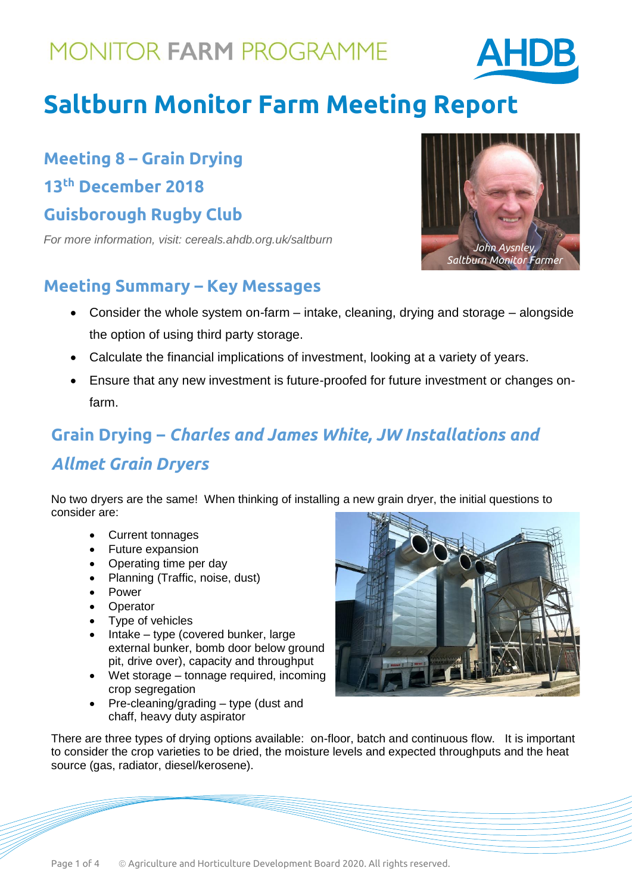MONITOR FARM PROGRAMME

# Saltburn Monitor Farm Meeting Report

### Meeting 8 – Grain Drying
### 13th December 2018
### Guisborough Rugby Club

*For more information, visit: cereals.ahdb.org.uk/saltburn*

*John Aysnley, Saltburn Monitor Farmer*

## Meeting Summary – Key Messages

- Consider the whole system on-farm – intake, cleaning, drying and storage – alongside the option of using third party storage.
- Calculate the financial implications of investment, looking at a variety of years.
- Ensure that any new investment is future-proofed for future investment or changes on-farm.

## Grain Drying – *Charles and James White, JW Installations and Allmet Grain Dryers*

No two dryers are the same! When thinking of installing a new grain dryer, the initial questions to consider are:

- Current tonnages
- Future expansion
- Operating time per day
- Planning (Traffic, noise, dust)
- Power
- Operator
- Type of vehicles
- Intake – type (covered bunker, large external bunker, bomb door below ground pit, drive over), capacity and throughput
- Wet storage – tonnage required, incoming crop segregation
- Pre-cleaning/grading – type (dust and chaff, heavy duty aspirator

There are three types of drying options available: on-floor, batch and continuous flow. It is important to consider the crop varieties to be dried, the moisture levels and expected throughputs and the heat source (gas, radiator, diesel/kerosene).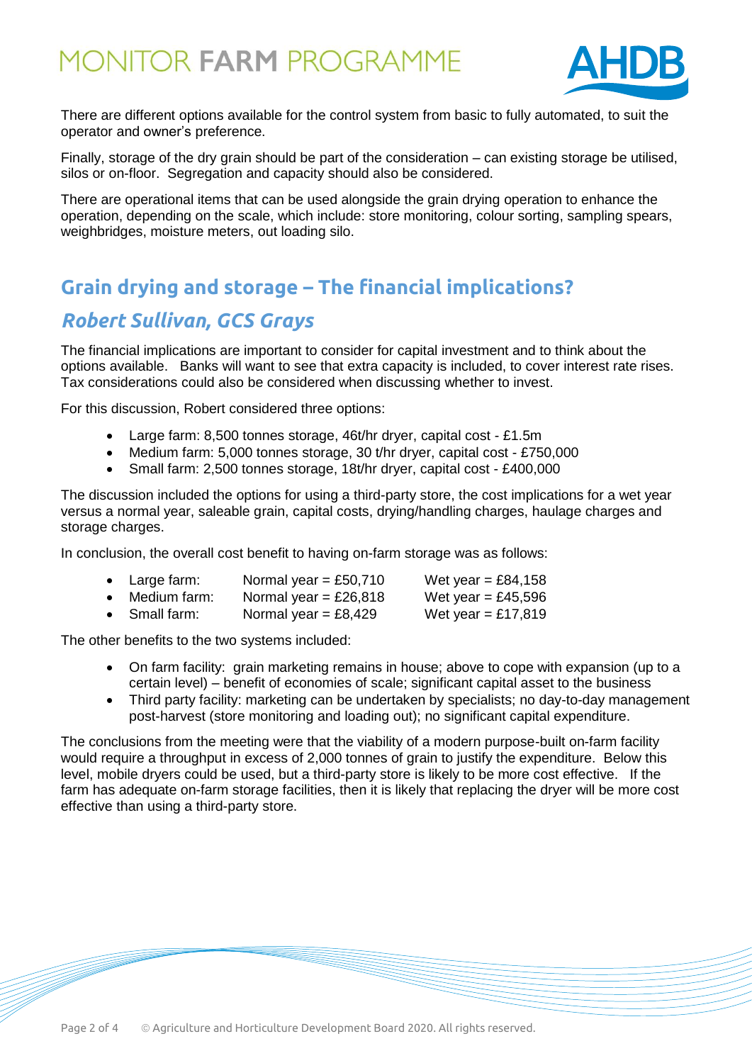There are different options available for the control system from basic to fully automated, to suit the operator and owner's preference.

Finally, storage of the dry grain should be part of the consideration – can existing storage be utilised, silos or on-floor. Segregation and capacity should also be considered.

There are operational items that can be used alongside the grain drying operation to enhance the operation, depending on the scale, which include: store monitoring, colour sorting, sampling spears, weighbridges, moisture meters, out loading silo.

## Grain drying and storage – The financial implications?

### *Robert Sullivan, GCS Grays*

The financial implications are important to consider for capital investment and to think about the options available. Banks will want to see that extra capacity is included, to cover interest rate rises. Tax considerations could also be considered when discussing whether to invest.

For this discussion, Robert considered three options:

- Large farm: 8,500 tonnes storage, 46t/hr dryer, capital cost - £1.5m
- Medium farm: 5,000 tonnes storage, 30 t/hr dryer, capital cost - £750,000
- Small farm: 2,500 tonnes storage, 18t/hr dryer, capital cost - £400,000

The discussion included the options for using a third-party store, the cost implications for a wet year versus a normal year, saleable grain, capital costs, drying/handling charges, haulage charges and storage charges.

In conclusion, the overall cost benefit to having on-farm storage was as follows:

- Large farm: Normal year = £50,710 Wet year = £84,158
- Medium farm: Normal year = £26,818 Wet year = £45,596
- Small farm: Normal year = £8,429 Wet year = £17,819

The other benefits to the two systems included:

- On farm facility: grain marketing remains in house; above to cope with expansion (up to a certain level) – benefit of economies of scale; significant capital asset to the business
- Third party facility: marketing can be undertaken by specialists; no day-to-day management post-harvest (store monitoring and loading out); no significant capital expenditure.

The conclusions from the meeting were that the viability of a modern purpose-built on-farm facility would require a throughput in excess of 2,000 tonnes of grain to justify the expenditure. Below this level, mobile dryers could be used, but a third-party store is likely to be more cost effective. If the farm has adequate on-farm storage facilities, then it is likely that replacing the dryer will be more cost effective than using a third-party store.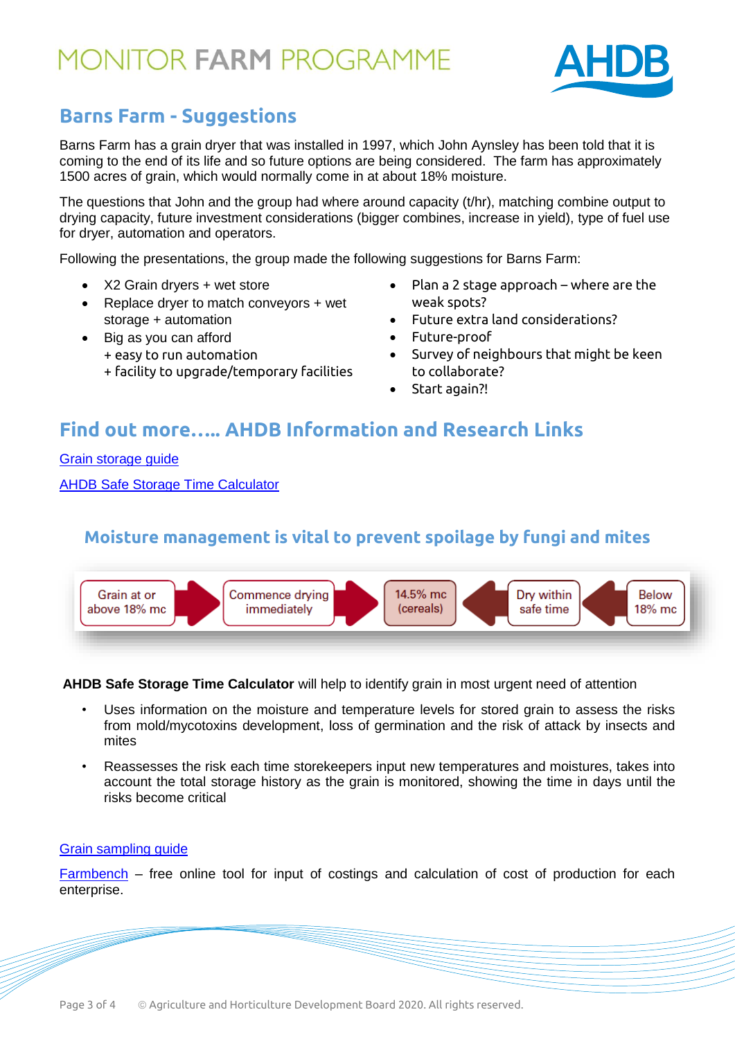## Barns Farm - Suggestions

Barns Farm has a grain dryer that was installed in 1997, which John Aynsley has been told that it is coming to the end of its life and so future options are being considered. The farm has approximately 1500 acres of grain, which would normally come in at about 18% moisture.

The questions that John and the group had where around capacity (t/hr), matching combine output to drying capacity, future investment considerations (bigger combines, increase in yield), type of fuel use for dryer, automation and operators.

Following the presentations, the group made the following suggestions for Barns Farm:

- X2 Grain dryers + wet store
- Replace dryer to match conveyors + wet storage + automation
- Big as you can afford
  + easy to run automation
  + facility to upgrade/temporary facilities
- Plan a 2 stage approach – where are the weak spots?
- Future extra land considerations?
- Future-proof
- Survey of neighbours that might be keen to collaborate?
- Start again?!

## Find out more….. AHDB Information and Research Links

Grain storage guide

AHDB Safe Storage Time Calculator

### Moisture management is vital to prevent spoilage by fungi and mites

Grain at or above 18% mc → Commence drying immediately → 14.5% mc (cereals) ← Dry within safe time ← Below 18% mc

**AHDB Safe Storage Time Calculator** will help to identify grain in most urgent need of attention

- Uses information on the moisture and temperature levels for stored grain to assess the risks from mold/mycotoxins development, loss of germination and the risk of attack by insects and mites
- Reassesses the risk each time storekeepers input new temperatures and moistures, takes into account the total storage history as the grain is monitored, showing the time in days until the risks become critical

Grain sampling guide

Farmbench – free online tool for input of costings and calculation of cost of production for each enterprise.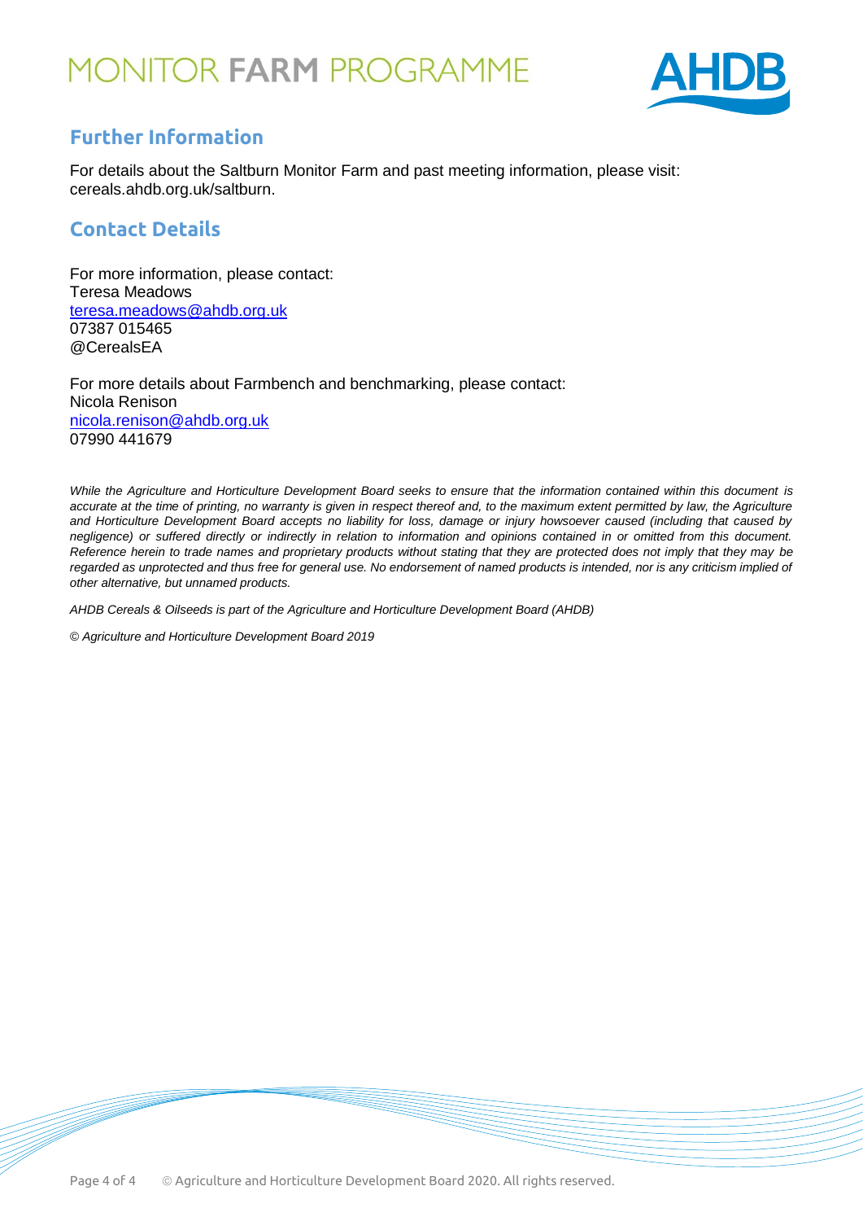## Further Information

For details about the Saltburn Monitor Farm and past meeting information, please visit: cereals.ahdb.org.uk/saltburn.

## Contact Details

For more information, please contact:
Teresa Meadows
teresa.meadows@ahdb.org.uk
07387 015465
@CerealsEA

For more details about Farmbench and benchmarking, please contact:
Nicola Renison
nicola.renison@ahdb.org.uk
07990 441679

*While the Agriculture and Horticulture Development Board seeks to ensure that the information contained within this document is accurate at the time of printing, no warranty is given in respect thereof and, to the maximum extent permitted by law, the Agriculture and Horticulture Development Board accepts no liability for loss, damage or injury howsoever caused (including that caused by negligence) or suffered directly or indirectly in relation to information and opinions contained in or omitted from this document. Reference herein to trade names and proprietary products without stating that they are protected does not imply that they may be regarded as unprotected and thus free for general use. No endorsement of named products is intended, nor is any criticism implied of other alternative, but unnamed products.*

*AHDB Cereals & Oilseeds is part of the Agriculture and Horticulture Development Board (AHDB)*

*© Agriculture and Horticulture Development Board 2019*